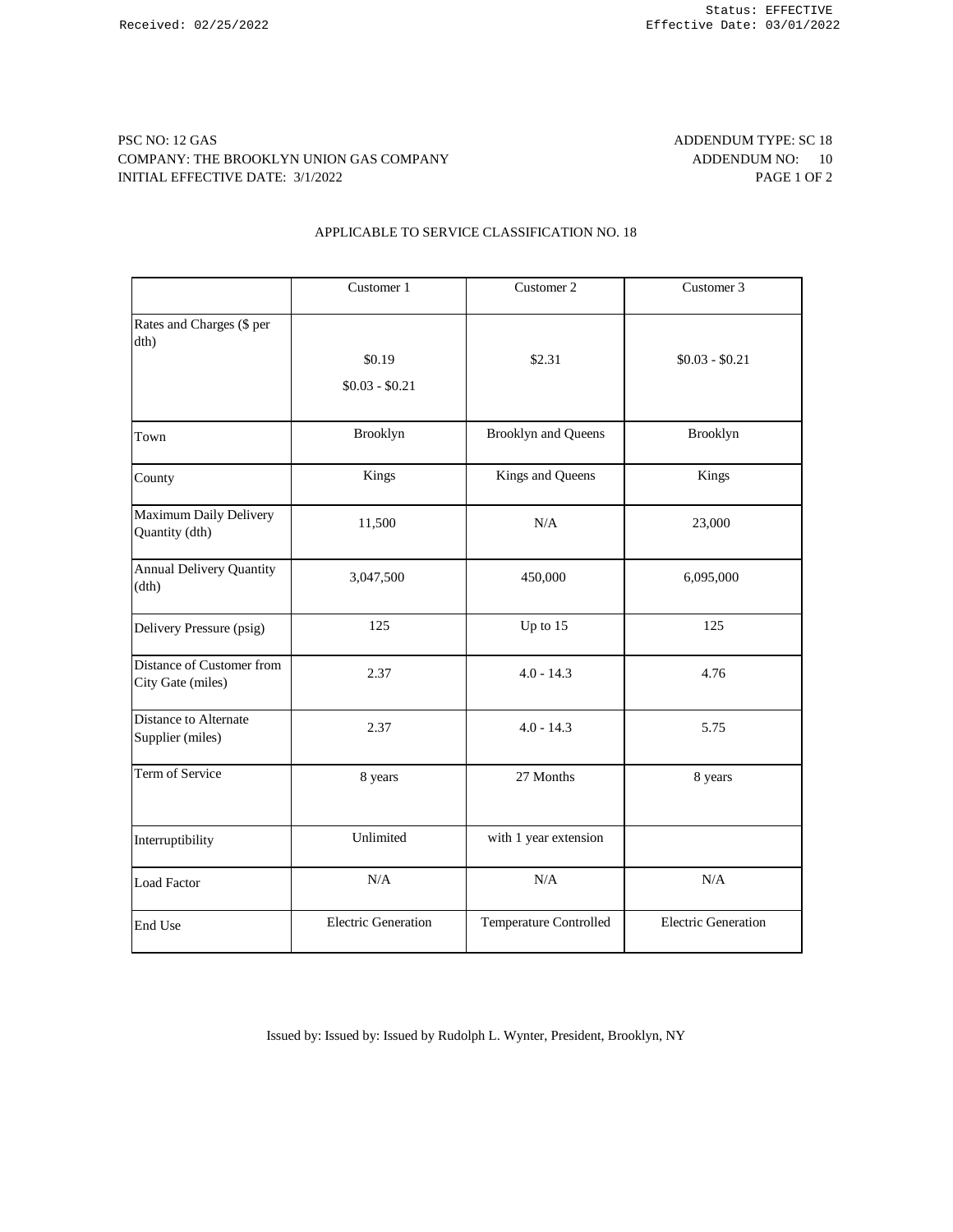PSC NO: 12 GAS
COMPANY: THE BROOKLYN UNION GAS COMPANY
INITIAL EFFECTIVE DATE: 3/1/2022

ADDENDUM TYPE: SC 18
ADDENDUM NO: 10

APPLICABLE TO SERVICE CLASSIFICATION NO. 18

| | Customer 1 | Customer 2 | Customer 3 |
|---|---|---|---|
| Rates and Charges ($ per dth) | $0.19<br>$0.03 - $0.21 | $2.31 | $0.03 - $0.21 |
| Town | Brooklyn | Brooklyn and Queens | Brooklyn |
| County | Kings | Kings and Queens | Kings |
| Maximum Daily Delivery Quantity (dth) | 11,500 | N/A | 23,000 |
| Annual Delivery Quantity (dth) | 3,047,500 | 450,000 | 6,095,000 |
| Delivery Pressure (psig) | 125 | Up to 15 | 125 |
| Distance of Customer from City Gate (miles) | 2.37 | 4.0 - 14.3 | 4.76 |
| Distance to Alternate Supplier (miles) | 2.37 | 4.0 - 14.3 | 5.75 |
| Term of Service | 8 years | 27 Months | 8 years |
| Interruptibility | Unlimited | with 1 year extension | |
| Load Factor | N/A | N/A | N/A |
| End Use | Electric Generation | Temperature Controlled | Electric Generation |

Issued by: Issued by: Issued by Rudolph L. Wynter, President, Brooklyn, NY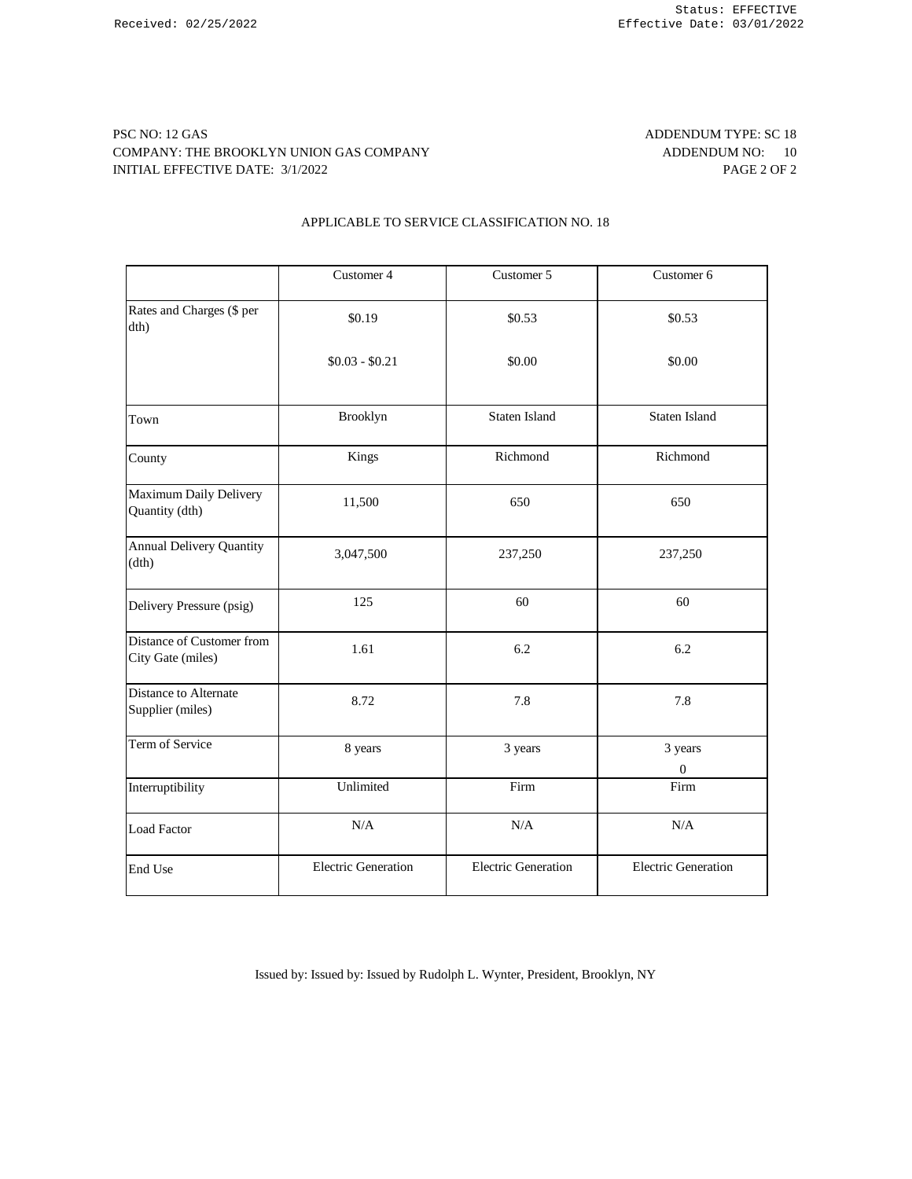PSC NO: 12 GAS
COMPANY: THE BROOKLYN UNION GAS COMPANY
INITIAL EFFECTIVE DATE: 3/1/2022

ADDENDUM TYPE: SC 18
ADDENDUM NO: 10

APPLICABLE TO SERVICE CLASSIFICATION NO. 18

| | Customer 4 | Customer 5 | Customer 6 |
|---|---|---|---|
| Rates and Charges ($ per dth) | $0.19 | $0.53 | $0.53 |
| | $0.03 - $0.21 | $0.00 | $0.00 |
| Town | Brooklyn | Staten Island | Staten Island |
| County | Kings | Richmond | Richmond |
| Maximum Daily Delivery Quantity (dth) | 11,500 | 650 | 650 |
| Annual Delivery Quantity (dth) | 3,047,500 | 237,250 | 237,250 |
| Delivery Pressure (psig) | 125 | 60 | 60 |
| Distance of Customer from City Gate (miles) | 1.61 | 6.2 | 6.2 |
| Distance to Alternate Supplier (miles) | 8.72 | 7.8 | 7.8 |
| Term of Service | 8 years | 3 years | 3 years 0 |
| Interruptibility | Unlimited | Firm | Firm |
| Load Factor | N/A | N/A | N/A |
| End Use | Electric Generation | Electric Generation | Electric Generation |

Issued by: Issued by: Issued by Rudolph L. Wynter, President, Brooklyn, NY